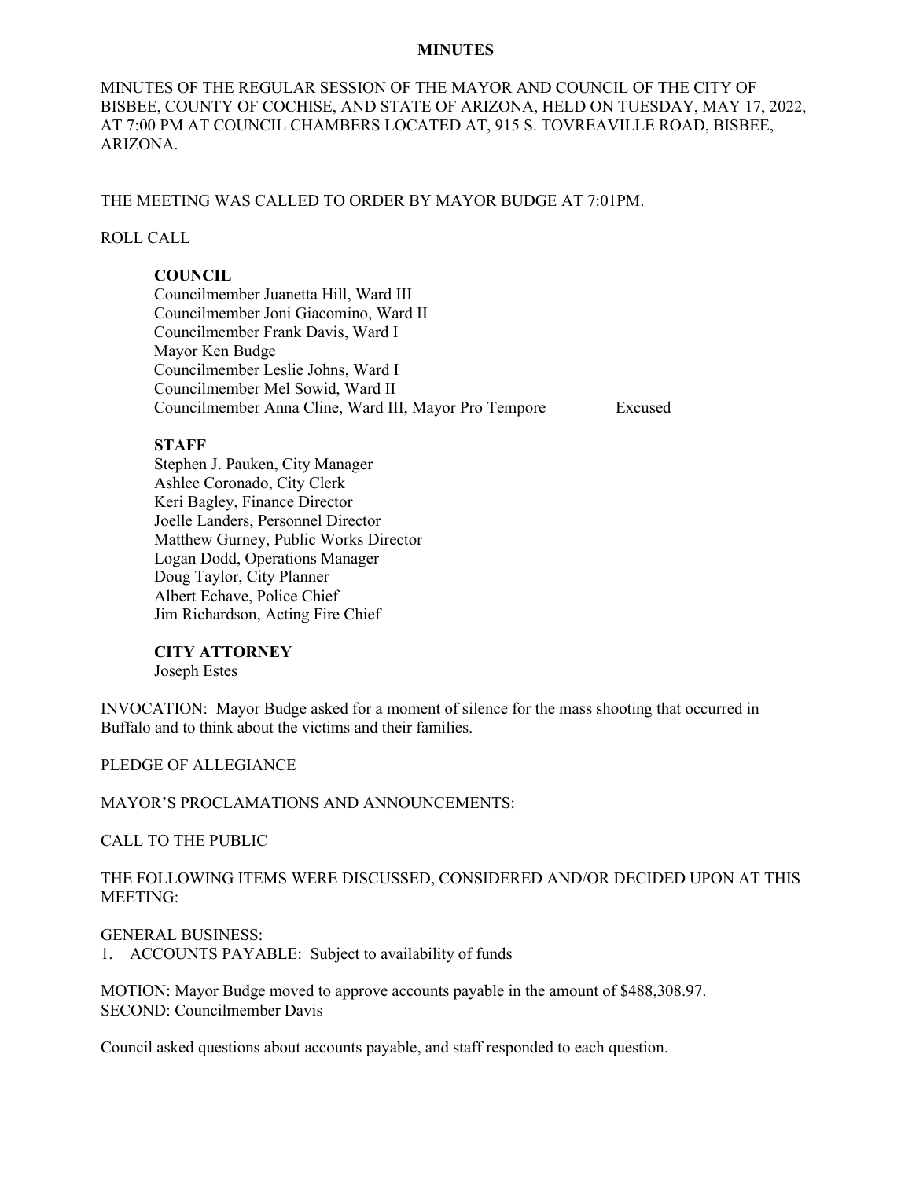# MINUTES

MINUTES OF THE REGULAR SESSION OF THE MAYOR AND COUNCIL OF THE CITY OF BISBEE, COUNTY OF COCHISE, AND STATE OF ARIZONA, HELD ON TUESDAY, MAY 17, 2022, AT 7:00 PM AT COUNCIL CHAMBERS LOCATED AT, 915 S. TOVREAVILLE ROAD, BISBEE, ARIZONA.

THE MEETING WAS CALLED TO ORDER BY MAYOR BUDGE AT 7:01PM.

ROLL CALL

**COUNCIL**

Councilmember Juanetta Hill, Ward III
Councilmember Joni Giacomino, Ward II
Councilmember Frank Davis, Ward I
Mayor Ken Budge
Councilmember Leslie Johns, Ward I
Councilmember Mel Sowid, Ward II
Councilmember Anna Cline, Ward III, Mayor Pro Tempore Excused

**STAFF**

Stephen J. Pauken, City Manager
Ashlee Coronado, City Clerk
Keri Bagley, Finance Director
Joelle Landers, Personnel Director
Matthew Gurney, Public Works Director
Logan Dodd, Operations Manager
Doug Taylor, City Planner
Albert Echave, Police Chief
Jim Richardson, Acting Fire Chief

**CITY ATTORNEY**

Joseph Estes

INVOCATION: Mayor Budge asked for a moment of silence for the mass shooting that occurred in Buffalo and to think about the victims and their families.

PLEDGE OF ALLEGIANCE

MAYOR'S PROCLAMATIONS AND ANNOUNCEMENTS:

CALL TO THE PUBLIC

THE FOLLOWING ITEMS WERE DISCUSSED, CONSIDERED AND/OR DECIDED UPON AT THIS MEETING:

GENERAL BUSINESS:

1. ACCOUNTS PAYABLE: Subject to availability of funds

MOTION: Mayor Budge moved to approve accounts payable in the amount of $488,308.97.
SECOND: Councilmember Davis

Council asked questions about accounts payable, and staff responded to each question.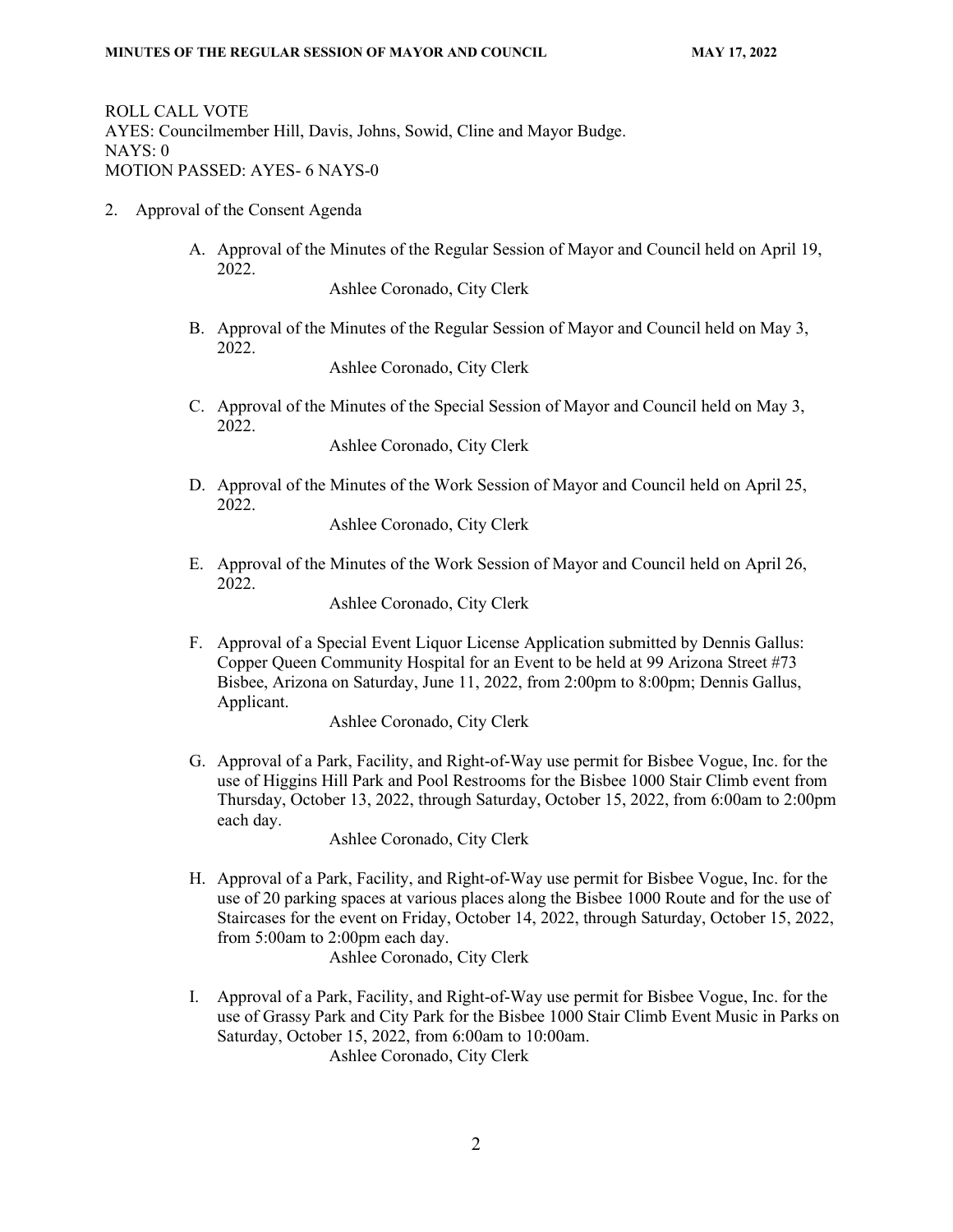ROLL CALL VOTE
AYES: Councilmember Hill, Davis, Johns, Sowid, Cline and Mayor Budge.
NAYS: 0
MOTION PASSED: AYES- 6 NAYS-0

2. Approval of the Consent Agenda

   A. Approval of the Minutes of the Regular Session of Mayor and Council held on April 19, 2022.
      Ashlee Coronado, City Clerk

   B. Approval of the Minutes of the Regular Session of Mayor and Council held on May 3, 2022.
      Ashlee Coronado, City Clerk

   C. Approval of the Minutes of the Special Session of Mayor and Council held on May 3, 2022.
      Ashlee Coronado, City Clerk

   D. Approval of the Minutes of the Work Session of Mayor and Council held on April 25, 2022.
      Ashlee Coronado, City Clerk

   E. Approval of the Minutes of the Work Session of Mayor and Council held on April 26, 2022.
      Ashlee Coronado, City Clerk

   F. Approval of a Special Event Liquor License Application submitted by Dennis Gallus: Copper Queen Community Hospital for an Event to be held at 99 Arizona Street #73 Bisbee, Arizona on Saturday, June 11, 2022, from 2:00pm to 8:00pm; Dennis Gallus, Applicant.
      Ashlee Coronado, City Clerk

   G. Approval of a Park, Facility, and Right-of-Way use permit for Bisbee Vogue, Inc. for the use of Higgins Hill Park and Pool Restrooms for the Bisbee 1000 Stair Climb event from Thursday, October 13, 2022, through Saturday, October 15, 2022, from 6:00am to 2:00pm each day.
      Ashlee Coronado, City Clerk

   H. Approval of a Park, Facility, and Right-of-Way use permit for Bisbee Vogue, Inc. for the use of 20 parking spaces at various places along the Bisbee 1000 Route and for the use of Staircases for the event on Friday, October 14, 2022, through Saturday, October 15, 2022, from 5:00am to 2:00pm each day.
      Ashlee Coronado, City Clerk

   I. Approval of a Park, Facility, and Right-of-Way use permit for Bisbee Vogue, Inc. for the use of Grassy Park and City Park for the Bisbee 1000 Stair Climb Event Music in Parks on Saturday, October 15, 2022, from 6:00am to 10:00am.
      Ashlee Coronado, City Clerk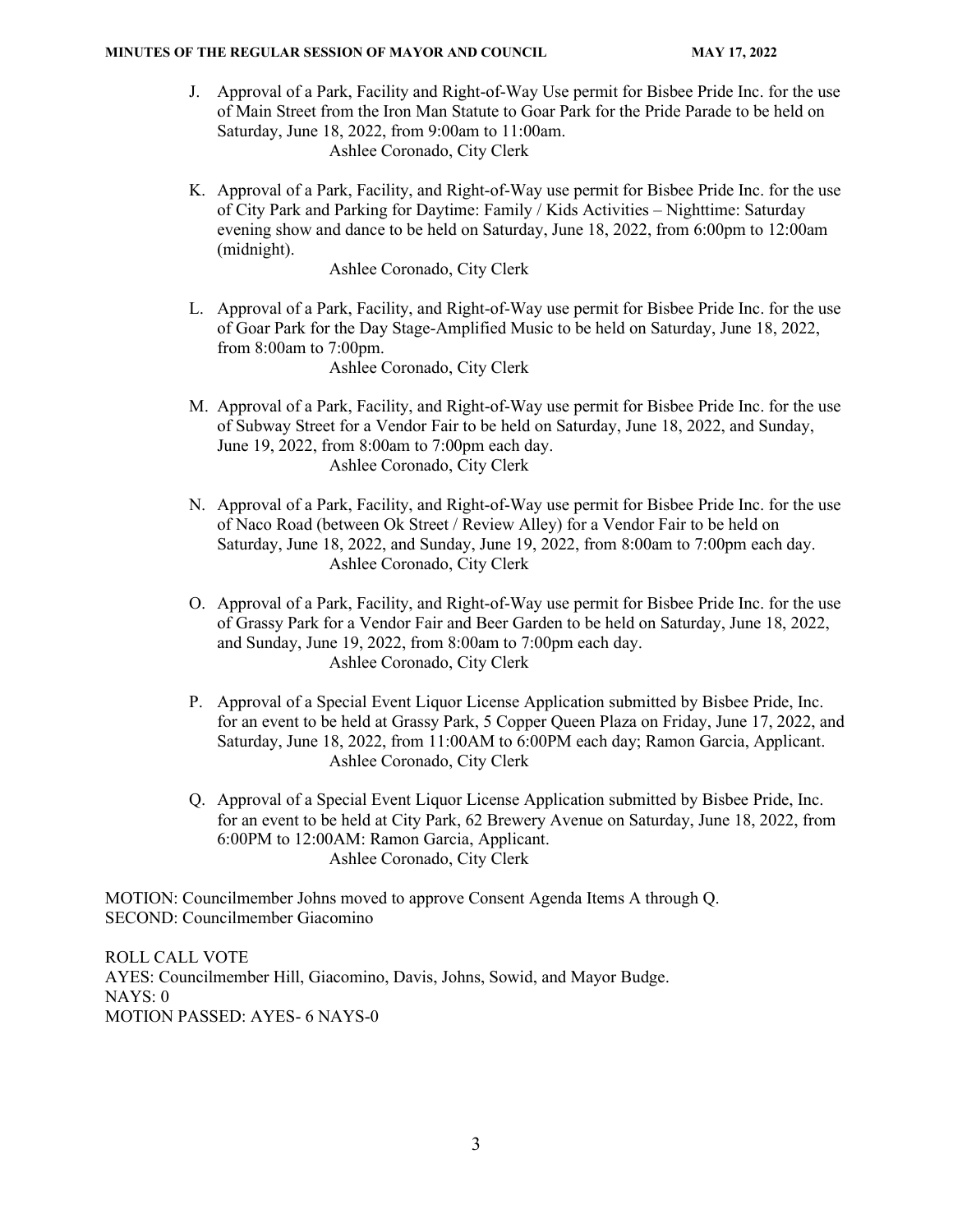J. Approval of a Park, Facility and Right-of-Way Use permit for Bisbee Pride Inc. for the use of Main Street from the Iron Man Statute to Goar Park for the Pride Parade to be held on Saturday, June 18, 2022, from 9:00am to 11:00am.
   Ashlee Coronado, City Clerk

K. Approval of a Park, Facility, and Right-of-Way use permit for Bisbee Pride Inc. for the use of City Park and Parking for Daytime: Family / Kids Activities – Nighttime: Saturday evening show and dance to be held on Saturday, June 18, 2022, from 6:00pm to 12:00am (midnight).
   Ashlee Coronado, City Clerk

L. Approval of a Park, Facility, and Right-of-Way use permit for Bisbee Pride Inc. for the use of Goar Park for the Day Stage-Amplified Music to be held on Saturday, June 18, 2022, from 8:00am to 7:00pm.
   Ashlee Coronado, City Clerk

M. Approval of a Park, Facility, and Right-of-Way use permit for Bisbee Pride Inc. for the use of Subway Street for a Vendor Fair to be held on Saturday, June 18, 2022, and Sunday, June 19, 2022, from 8:00am to 7:00pm each day.
   Ashlee Coronado, City Clerk

N. Approval of a Park, Facility, and Right-of-Way use permit for Bisbee Pride Inc. for the use of Naco Road (between Ok Street / Review Alley) for a Vendor Fair to be held on Saturday, June 18, 2022, and Sunday, June 19, 2022, from 8:00am to 7:00pm each day.
   Ashlee Coronado, City Clerk

O. Approval of a Park, Facility, and Right-of-Way use permit for Bisbee Pride Inc. for the use of Grassy Park for a Vendor Fair and Beer Garden to be held on Saturday, June 18, 2022, and Sunday, June 19, 2022, from 8:00am to 7:00pm each day.
   Ashlee Coronado, City Clerk

P. Approval of a Special Event Liquor License Application submitted by Bisbee Pride, Inc. for an event to be held at Grassy Park, 5 Copper Queen Plaza on Friday, June 17, 2022, and Saturday, June 18, 2022, from 11:00AM to 6:00PM each day; Ramon Garcia, Applicant.
   Ashlee Coronado, City Clerk

Q. Approval of a Special Event Liquor License Application submitted by Bisbee Pride, Inc. for an event to be held at City Park, 62 Brewery Avenue on Saturday, June 18, 2022, from 6:00PM to 12:00AM: Ramon Garcia, Applicant.
   Ashlee Coronado, City Clerk

MOTION: Councilmember Johns moved to approve Consent Agenda Items A through Q.
SECOND: Councilmember Giacomino

ROLL CALL VOTE
AYES: Councilmember Hill, Giacomino, Davis, Johns, Sowid, and Mayor Budge.
NAYS: 0
MOTION PASSED: AYES- 6 NAYS-0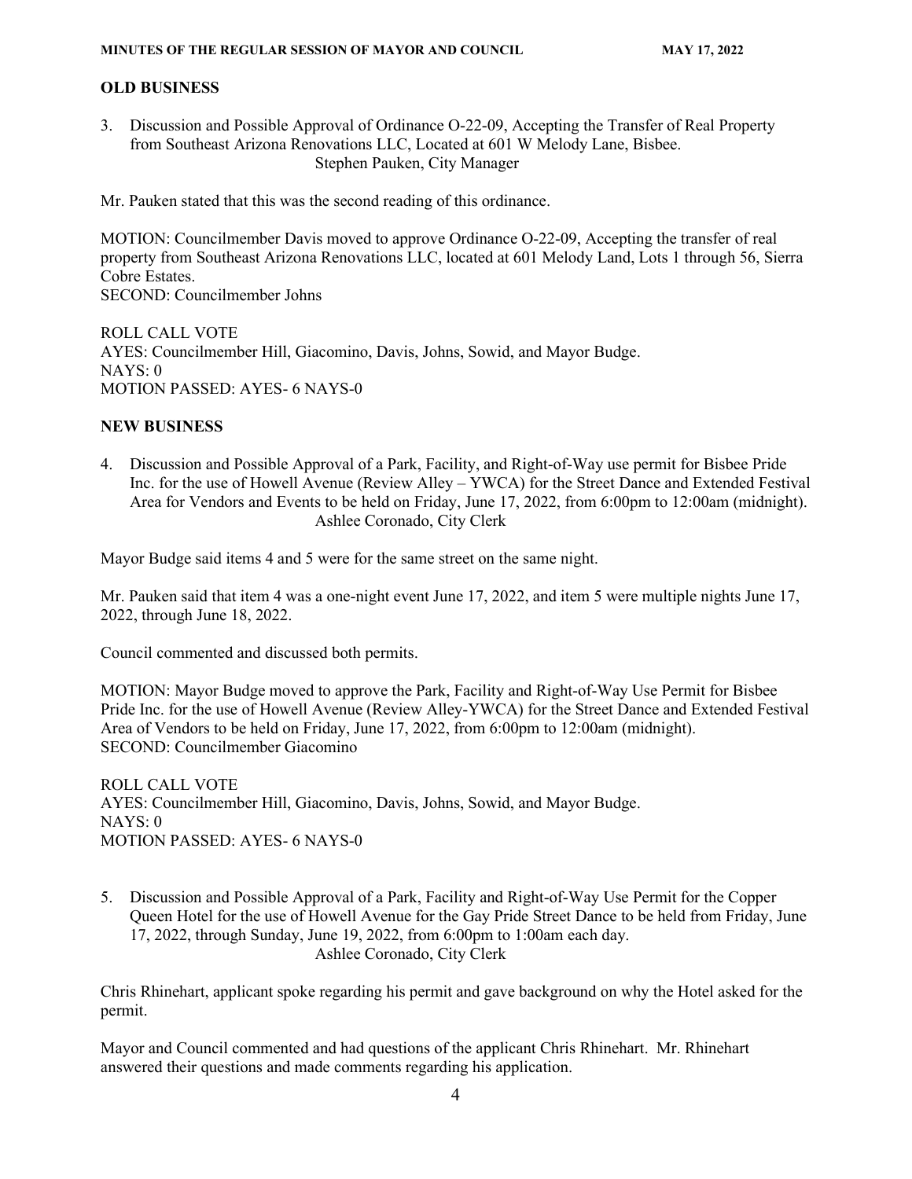## OLD BUSINESS

3. Discussion and Possible Approval of Ordinance O-22-09, Accepting the Transfer of Real Property from Southeast Arizona Renovations LLC, Located at 601 W Melody Lane, Bisbee.
   Stephen Pauken, City Manager

Mr. Pauken stated that this was the second reading of this ordinance.

MOTION: Councilmember Davis moved to approve Ordinance O-22-09, Accepting the transfer of real property from Southeast Arizona Renovations LLC, located at 601 Melody Land, Lots 1 through 56, Sierra Cobre Estates.
SECOND: Councilmember Johns

ROLL CALL VOTE
AYES: Councilmember Hill, Giacomino, Davis, Johns, Sowid, and Mayor Budge.
NAYS: 0
MOTION PASSED: AYES- 6 NAYS-0

## NEW BUSINESS

4. Discussion and Possible Approval of a Park, Facility, and Right-of-Way use permit for Bisbee Pride Inc. for the use of Howell Avenue (Review Alley – YWCA) for the Street Dance and Extended Festival Area for Vendors and Events to be held on Friday, June 17, 2022, from 6:00pm to 12:00am (midnight).
   Ashlee Coronado, City Clerk

Mayor Budge said items 4 and 5 were for the same street on the same night.

Mr. Pauken said that item 4 was a one-night event June 17, 2022, and item 5 were multiple nights June 17, 2022, through June 18, 2022.

Council commented and discussed both permits.

MOTION: Mayor Budge moved to approve the Park, Facility and Right-of-Way Use Permit for Bisbee Pride Inc. for the use of Howell Avenue (Review Alley-YWCA) for the Street Dance and Extended Festival Area of Vendors to be held on Friday, June 17, 2022, from 6:00pm to 12:00am (midnight).
SECOND: Councilmember Giacomino

ROLL CALL VOTE
AYES: Councilmember Hill, Giacomino, Davis, Johns, Sowid, and Mayor Budge.
NAYS: 0
MOTION PASSED: AYES- 6 NAYS-0

5. Discussion and Possible Approval of a Park, Facility and Right-of-Way Use Permit for the Copper Queen Hotel for the use of Howell Avenue for the Gay Pride Street Dance to be held from Friday, June 17, 2022, through Sunday, June 19, 2022, from 6:00pm to 1:00am each day.
   Ashlee Coronado, City Clerk

Chris Rhinehart, applicant spoke regarding his permit and gave background on why the Hotel asked for the permit.

Mayor and Council commented and had questions of the applicant Chris Rhinehart. Mr. Rhinehart answered their questions and made comments regarding his application.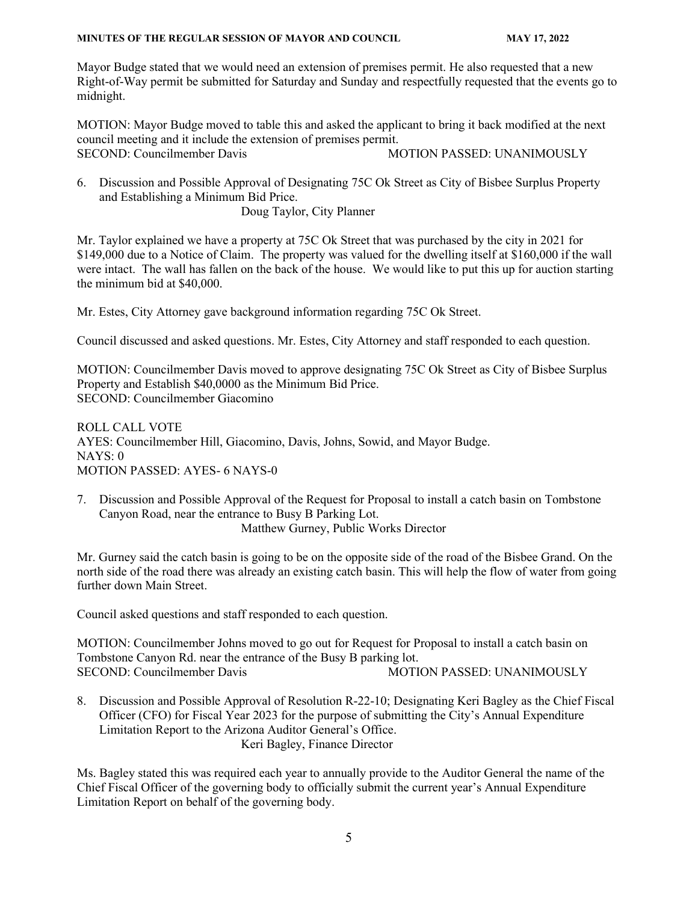Mayor Budge stated that we would need an extension of premises permit. He also requested that a new Right-of-Way permit be submitted for Saturday and Sunday and respectfully requested that the events go to midnight.

MOTION: Mayor Budge moved to table this and asked the applicant to bring it back modified at the next council meeting and it include the extension of premises permit.
SECOND: Councilmember Davis MOTION PASSED: UNANIMOUSLY

6. Discussion and Possible Approval of Designating 75C Ok Street as City of Bisbee Surplus Property and Establishing a Minimum Bid Price.
   Doug Taylor, City Planner

Mr. Taylor explained we have a property at 75C Ok Street that was purchased by the city in 2021 for $149,000 due to a Notice of Claim. The property was valued for the dwelling itself at $160,000 if the wall were intact. The wall has fallen on the back of the house. We would like to put this up for auction starting the minimum bid at $40,000.

Mr. Estes, City Attorney gave background information regarding 75C Ok Street.

Council discussed and asked questions. Mr. Estes, City Attorney and staff responded to each question.

MOTION: Councilmember Davis moved to approve designating 75C Ok Street as City of Bisbee Surplus Property and Establish $40,0000 as the Minimum Bid Price.
SECOND: Councilmember Giacomino

ROLL CALL VOTE
AYES: Councilmember Hill, Giacomino, Davis, Johns, Sowid, and Mayor Budge.
NAYS: 0
MOTION PASSED: AYES- 6 NAYS-0

7. Discussion and Possible Approval of the Request for Proposal to install a catch basin on Tombstone Canyon Road, near the entrance to Busy B Parking Lot.
   Matthew Gurney, Public Works Director

Mr. Gurney said the catch basin is going to be on the opposite side of the road of the Bisbee Grand. On the north side of the road there was already an existing catch basin. This will help the flow of water from going further down Main Street.

Council asked questions and staff responded to each question.

MOTION: Councilmember Johns moved to go out for Request for Proposal to install a catch basin on Tombstone Canyon Rd. near the entrance of the Busy B parking lot.
SECOND: Councilmember Davis MOTION PASSED: UNANIMOUSLY

8. Discussion and Possible Approval of Resolution R-22-10; Designating Keri Bagley as the Chief Fiscal Officer (CFO) for Fiscal Year 2023 for the purpose of submitting the City's Annual Expenditure Limitation Report to the Arizona Auditor General's Office.
   Keri Bagley, Finance Director

Ms. Bagley stated this was required each year to annually provide to the Auditor General the name of the Chief Fiscal Officer of the governing body to officially submit the current year's Annual Expenditure Limitation Report on behalf of the governing body.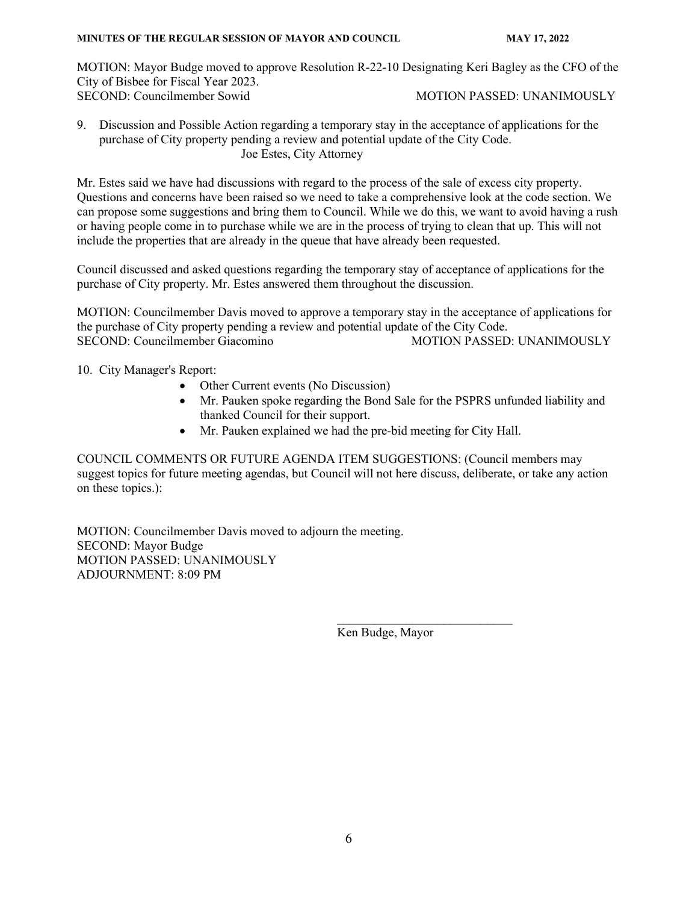MOTION: Mayor Budge moved to approve Resolution R-22-10 Designating Keri Bagley as the CFO of the City of Bisbee for Fiscal Year 2023.
SECOND: Councilmember Sowid MOTION PASSED: UNANIMOUSLY

9. Discussion and Possible Action regarding a temporary stay in the acceptance of applications for the purchase of City property pending a review and potential update of the City Code.
   Joe Estes, City Attorney

Mr. Estes said we have had discussions with regard to the process of the sale of excess city property. Questions and concerns have been raised so we need to take a comprehensive look at the code section. We can propose some suggestions and bring them to Council. While we do this, we want to avoid having a rush or having people come in to purchase while we are in the process of trying to clean that up. This will not include the properties that are already in the queue that have already been requested.

Council discussed and asked questions regarding the temporary stay of acceptance of applications for the purchase of City property. Mr. Estes answered them throughout the discussion.

MOTION: Councilmember Davis moved to approve a temporary stay in the acceptance of applications for the purchase of City property pending a review and potential update of the City Code.
SECOND: Councilmember Giacomino MOTION PASSED: UNANIMOUSLY

10. City Manager's Report:
    - Other Current events (No Discussion)
    - Mr. Pauken spoke regarding the Bond Sale for the PSPRS unfunded liability and thanked Council for their support.
    - Mr. Pauken explained we had the pre-bid meeting for City Hall.

COUNCIL COMMENTS OR FUTURE AGENDA ITEM SUGGESTIONS: (Council members may suggest topics for future meeting agendas, but Council will not here discuss, deliberate, or take any action on these topics.):

MOTION: Councilmember Davis moved to adjourn the meeting.
SECOND: Mayor Budge
MOTION PASSED: UNANIMOUSLY
ADJOURNMENT: 8:09 PM

\_\_\_\_\_\_\_\_\_\_\_\_\_\_\_\_\_\_\_\_\_\_\_\_\_\_\_\_
Ken Budge, Mayor